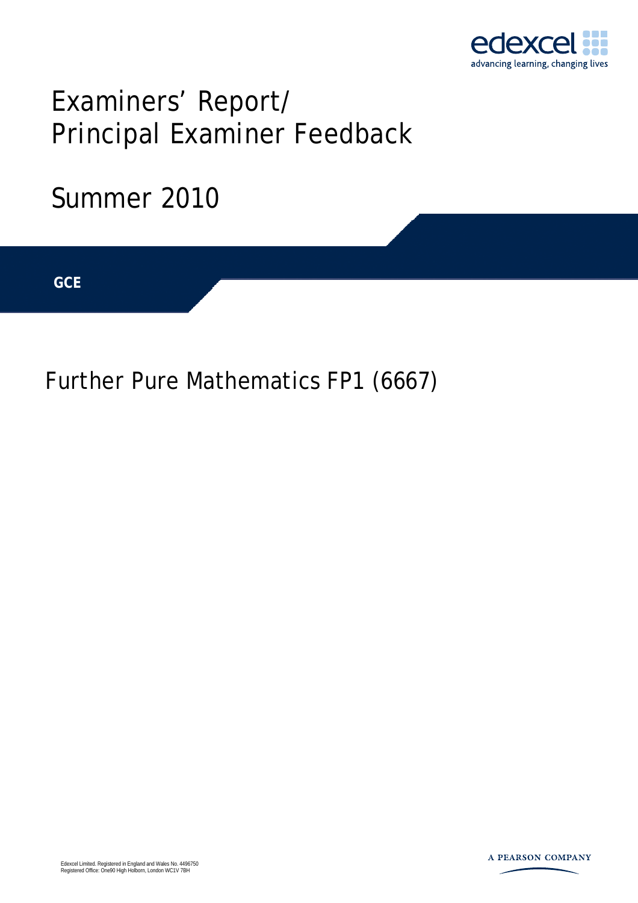# Examiners' Report/ Principal Examiner Feedback

## Summer 2010

**GCE**

## Further Pure Mathematics FP1 (6667)

Edexcel Limited. Registered in England and Wales No. 4496750
Registered Office: One90 High Holborn, London WC1V 7BH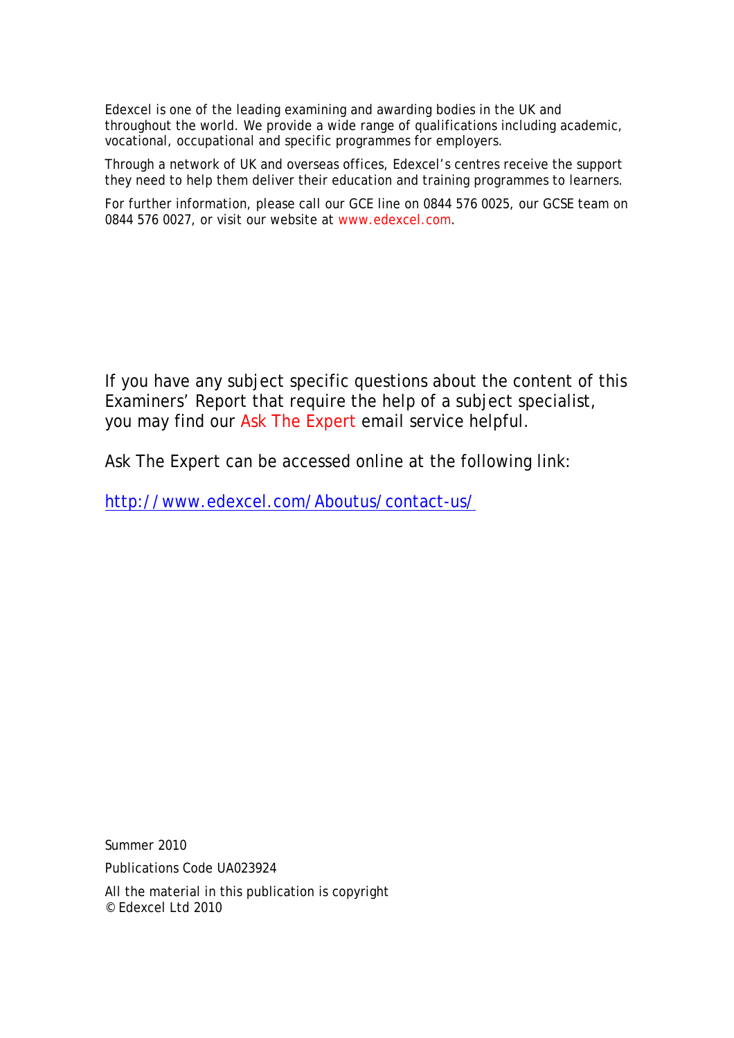Edexcel is one of the leading examining and awarding bodies in the UK and throughout the world. We provide a wide range of qualifications including academic, vocational, occupational and specific programmes for employers.

Through a network of UK and overseas offices, Edexcel's centres receive the support they need to help them deliver their education and training programmes to learners.

For further information, please call our GCE line on 0844 576 0025, our GCSE team on 0844 576 0027, or visit our website at www.edexcel.com.

If you have any subject specific questions about the content of this Examiners' Report that require the help of a subject specialist, you may find our Ask The Expert email service helpful.

Ask The Expert can be accessed online at the following link:

http://www.edexcel.com/Aboutus/contact-us/

Summer 2010

Publications Code UA023924

All the material in this publication is copyright
© Edexcel Ltd 2010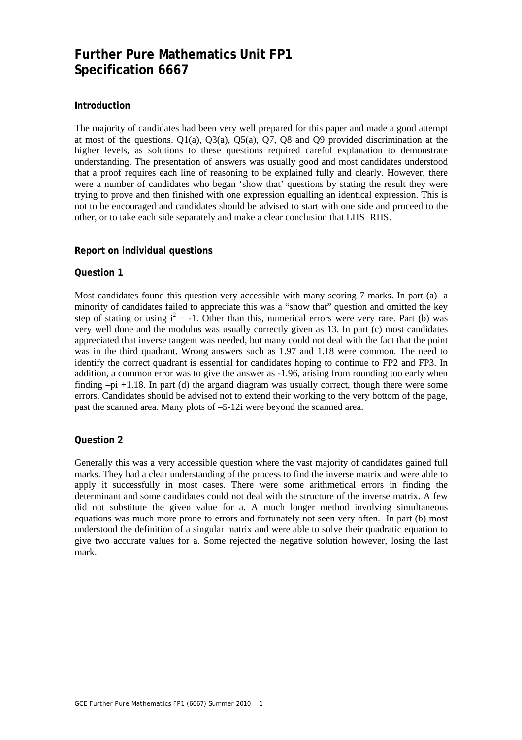# Further Pure Mathematics Unit FP1
# Specification 6667

### Introduction

The majority of candidates had been very well prepared for this paper and made a good attempt at most of the questions. Q1(a), Q3(a), Q5(a), Q7, Q8 and Q9 provided discrimination at the higher levels, as solutions to these questions required careful explanation to demonstrate understanding. The presentation of answers was usually good and most candidates understood that a proof requires each line of reasoning to be explained fully and clearly. However, there were a number of candidates who began 'show that' questions by stating the result they were trying to prove and then finished with one expression equalling an identical expression. This is not to be encouraged and candidates should be advised to start with one side and proceed to the other, or to take each side separately and make a clear conclusion that LHS=RHS.

### Report on individual questions

### Question 1

Most candidates found this question very accessible with many scoring 7 marks. In part (a) a minority of candidates failed to appreciate this was a "show that" question and omitted the key step of stating or using $i^2 = -1$. Other than this, numerical errors were very rare. Part (b) was very well done and the modulus was usually correctly given as 13. In part (c) most candidates appreciated that inverse tangent was needed, but many could not deal with the fact that the point was in the third quadrant. Wrong answers such as 1.97 and 1.18 were common. The need to identify the correct quadrant is essential for candidates hoping to continue to FP2 and FP3. In addition, a common error was to give the answer as -1.96, arising from rounding too early when finding $-\pi + 1.18$. In part (d) the argand diagram was usually correct, though there were some errors. Candidates should be advised not to extend their working to the very bottom of the page, past the scanned area. Many plots of $-5-12i$ were beyond the scanned area.

### Question 2

Generally this was a very accessible question where the vast majority of candidates gained full marks. They had a clear understanding of the process to find the inverse matrix and were able to apply it successfully in most cases. There were some arithmetical errors in finding the determinant and some candidates could not deal with the structure of the inverse matrix. A few did not substitute the given value for a. A much longer method involving simultaneous equations was much more prone to errors and fortunately not seen very often. In part (b) most understood the definition of a singular matrix and were able to solve their quadratic equation to give two accurate values for a. Some rejected the negative solution however, losing the last mark.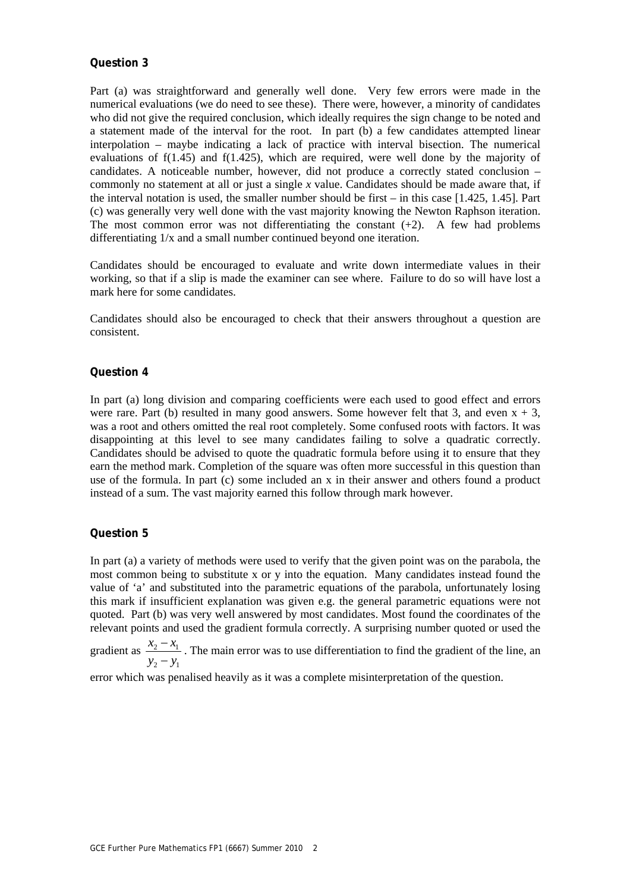### Question 3

Part (a) was straightforward and generally well done. Very few errors were made in the numerical evaluations (we do need to see these). There were, however, a minority of candidates who did not give the required conclusion, which ideally requires the sign change to be noted and a statement made of the interval for the root. In part (b) a few candidates attempted linear interpolation – maybe indicating a lack of practice with interval bisection. The numerical evaluations of f(1.45) and f(1.425), which are required, were well done by the majority of candidates. A noticeable number, however, did not produce a correctly stated conclusion – commonly no statement at all or just a single *x* value. Candidates should be made aware that, if the interval notation is used, the smaller number should be first – in this case [1.425, 1.45]. Part (c) was generally very well done with the vast majority knowing the Newton Raphson iteration. The most common error was not differentiating the constant (+2). A few had problems differentiating $1/x$ and a small number continued beyond one iteration.

Candidates should be encouraged to evaluate and write down intermediate values in their working, so that if a slip is made the examiner can see where. Failure to do so will have lost a mark here for some candidates.

Candidates should also be encouraged to check that their answers throughout a question are consistent.

### Question 4

In part (a) long division and comparing coefficients were each used to good effect and errors were rare. Part (b) resulted in many good answers. Some however felt that 3, and even $x + 3$, was a root and others omitted the real root completely. Some confused roots with factors. It was disappointing at this level to see many candidates failing to solve a quadratic correctly. Candidates should be advised to quote the quadratic formula before using it to ensure that they earn the method mark. Completion of the square was often more successful in this question than use of the formula. In part (c) some included an x in their answer and others found a product instead of a sum. The vast majority earned this follow through mark however.

### Question 5

In part (a) a variety of methods were used to verify that the given point was on the parabola, the most common being to substitute x or y into the equation. Many candidates instead found the value of 'a' and substituted into the parametric equations of the parabola, unfortunately losing this mark if insufficient explanation was given e.g. the general parametric equations were not quoted. Part (b) was very well answered by most candidates. Most found the coordinates of the relevant points and used the gradient formula correctly. A surprising number quoted or used the gradient as $\frac{x_2 - x_1}{y_2 - y_1}$. The main error was to use differentiation to find the gradient of the line, an error which was penalised heavily as it was a complete misinterpretation of the question.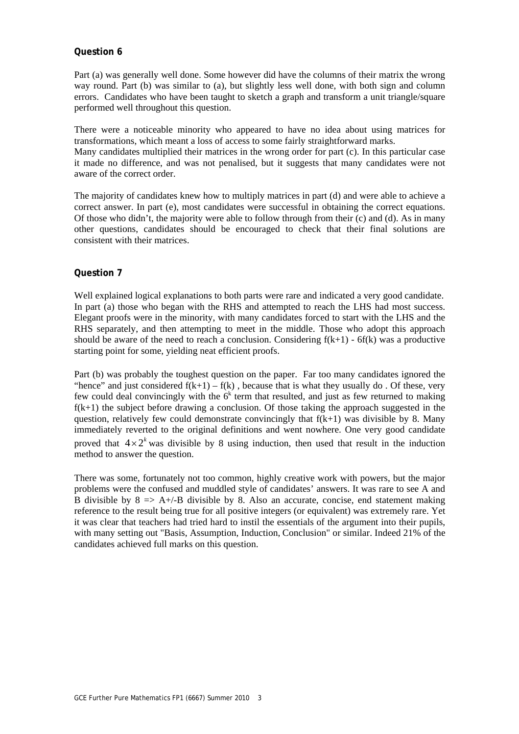## Question 6

Part (a) was generally well done. Some however did have the columns of their matrix the wrong way round. Part (b) was similar to (a), but slightly less well done, with both sign and column errors. Candidates who have been taught to sketch a graph and transform a unit triangle/square performed well throughout this question.

There were a noticeable minority who appeared to have no idea about using matrices for transformations, which meant a loss of access to some fairly straightforward marks.
Many candidates multiplied their matrices in the wrong order for part (c). In this particular case it made no difference, and was not penalised, but it suggests that many candidates were not aware of the correct order.

The majority of candidates knew how to multiply matrices in part (d) and were able to achieve a correct answer. In part (e), most candidates were successful in obtaining the correct equations. Of those who didn't, the majority were able to follow through from their (c) and (d). As in many other questions, candidates should be encouraged to check that their final solutions are consistent with their matrices.

## Question 7

Well explained logical explanations to both parts were rare and indicated a very good candidate. In part (a) those who began with the RHS and attempted to reach the LHS had most success. Elegant proofs were in the minority, with many candidates forced to start with the LHS and the RHS separately, and then attempting to meet in the middle. Those who adopt this approach should be aware of the need to reach a conclusion. Considering $f(k+1) - 6f(k)$ was a productive starting point for some, yielding neat efficient proofs.

Part (b) was probably the toughest question on the paper. Far too many candidates ignored the "hence" and just considered $f(k+1) – f(k)$ , because that is what they usually do . Of these, very few could deal convincingly with the $6^k$ term that resulted, and just as few returned to making $f(k+1)$ the subject before drawing a conclusion. Of those taking the approach suggested in the question, relatively few could demonstrate convincingly that $f(k+1)$ was divisible by 8. Many immediately reverted to the original definitions and went nowhere. One very good candidate proved that $4 \times 2^k$ was divisible by 8 using induction, then used that result in the induction method to answer the question.

There was some, fortunately not too common, highly creative work with powers, but the major problems were the confused and muddled style of candidates' answers. It was rare to see A and B divisible by 8 => A+/-B divisible by 8. Also an accurate, concise, end statement making reference to the result being true for all positive integers (or equivalent) was extremely rare. Yet it was clear that teachers had tried hard to instil the essentials of the argument into their pupils, with many setting out "Basis, Assumption, Induction, Conclusion" or similar. Indeed 21% of the candidates achieved full marks on this question.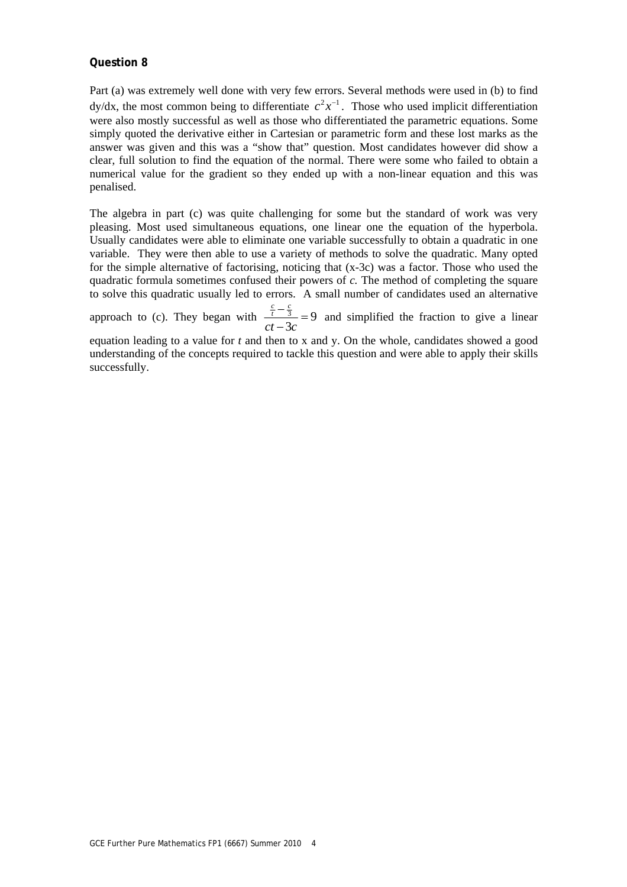### Question 8

Part (a) was extremely well done with very few errors. Several methods were used in (b) to find dy/dx, the most common being to differentiate $c^2x^{-1}$. Those who used implicit differentiation were also mostly successful as well as those who differentiated the parametric equations. Some simply quoted the derivative either in Cartesian or parametric form and these lost marks as the answer was given and this was a "show that" question. Most candidates however did show a clear, full solution to find the equation of the normal. There were some who failed to obtain a numerical value for the gradient so they ended up with a non-linear equation and this was penalised.

The algebra in part (c) was quite challenging for some but the standard of work was very pleasing. Most used simultaneous equations, one linear one the equation of the hyperbola. Usually candidates were able to eliminate one variable successfully to obtain a quadratic in one variable. They were then able to use a variety of methods to solve the quadratic. Many opted for the simple alternative of factorising, noticing that (x-3c) was a factor. Those who used the quadratic formula sometimes confused their powers of *c.* The method of completing the square to solve this quadratic usually led to errors. A small number of candidates used an alternative approach to (c). They began with $\frac{\frac{c}{t}-\frac{c}{3}}{ct-3c}=9$ and simplified the fraction to give a linear equation leading to a value for *t* and then to x and y. On the whole, candidates showed a good understanding of the concepts required to tackle this question and were able to apply their skills successfully.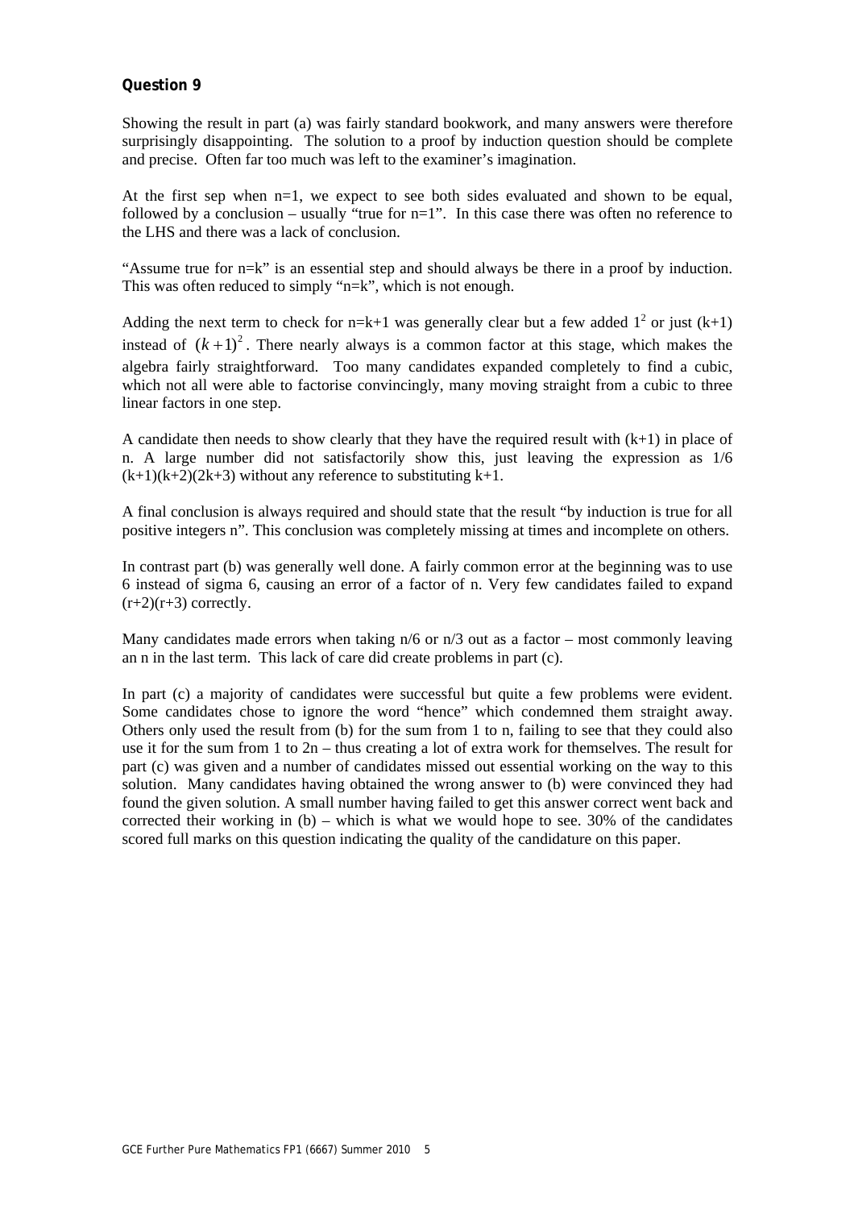### Question 9

Showing the result in part (a) was fairly standard bookwork, and many answers were therefore surprisingly disappointing. The solution to a proof by induction question should be complete and precise. Often far too much was left to the examiner's imagination.

At the first sep when n=1, we expect to see both sides evaluated and shown to be equal, followed by a conclusion – usually "true for n=1". In this case there was often no reference to the LHS and there was a lack of conclusion.

"Assume true for n=k" is an essential step and should always be there in a proof by induction. This was often reduced to simply "n=k", which is not enough.

Adding the next term to check for n=k+1 was generally clear but a few added $1^2$ or just (k+1) instead of $(k+1)^2$. There nearly always is a common factor at this stage, which makes the algebra fairly straightforward. Too many candidates expanded completely to find a cubic, which not all were able to factorise convincingly, many moving straight from a cubic to three linear factors in one step.

A candidate then needs to show clearly that they have the required result with (k+1) in place of n. A large number did not satisfactorily show this, just leaving the expression as 1/6 (k+1)(k+2)(2k+3) without any reference to substituting k+1.

A final conclusion is always required and should state that the result "by induction is true for all positive integers n". This conclusion was completely missing at times and incomplete on others.

In contrast part (b) was generally well done. A fairly common error at the beginning was to use 6 instead of sigma 6, causing an error of a factor of n. Very few candidates failed to expand (r+2)(r+3) correctly.

Many candidates made errors when taking n/6 or n/3 out as a factor – most commonly leaving an n in the last term. This lack of care did create problems in part (c).

In part (c) a majority of candidates were successful but quite a few problems were evident. Some candidates chose to ignore the word "hence" which condemned them straight away. Others only used the result from (b) for the sum from 1 to n, failing to see that they could also use it for the sum from 1 to 2n – thus creating a lot of extra work for themselves. The result for part (c) was given and a number of candidates missed out essential working on the way to this solution. Many candidates having obtained the wrong answer to (b) were convinced they had found the given solution. A small number having failed to get this answer correct went back and corrected their working in (b) – which is what we would hope to see. 30% of the candidates scored full marks on this question indicating the quality of the candidature on this paper.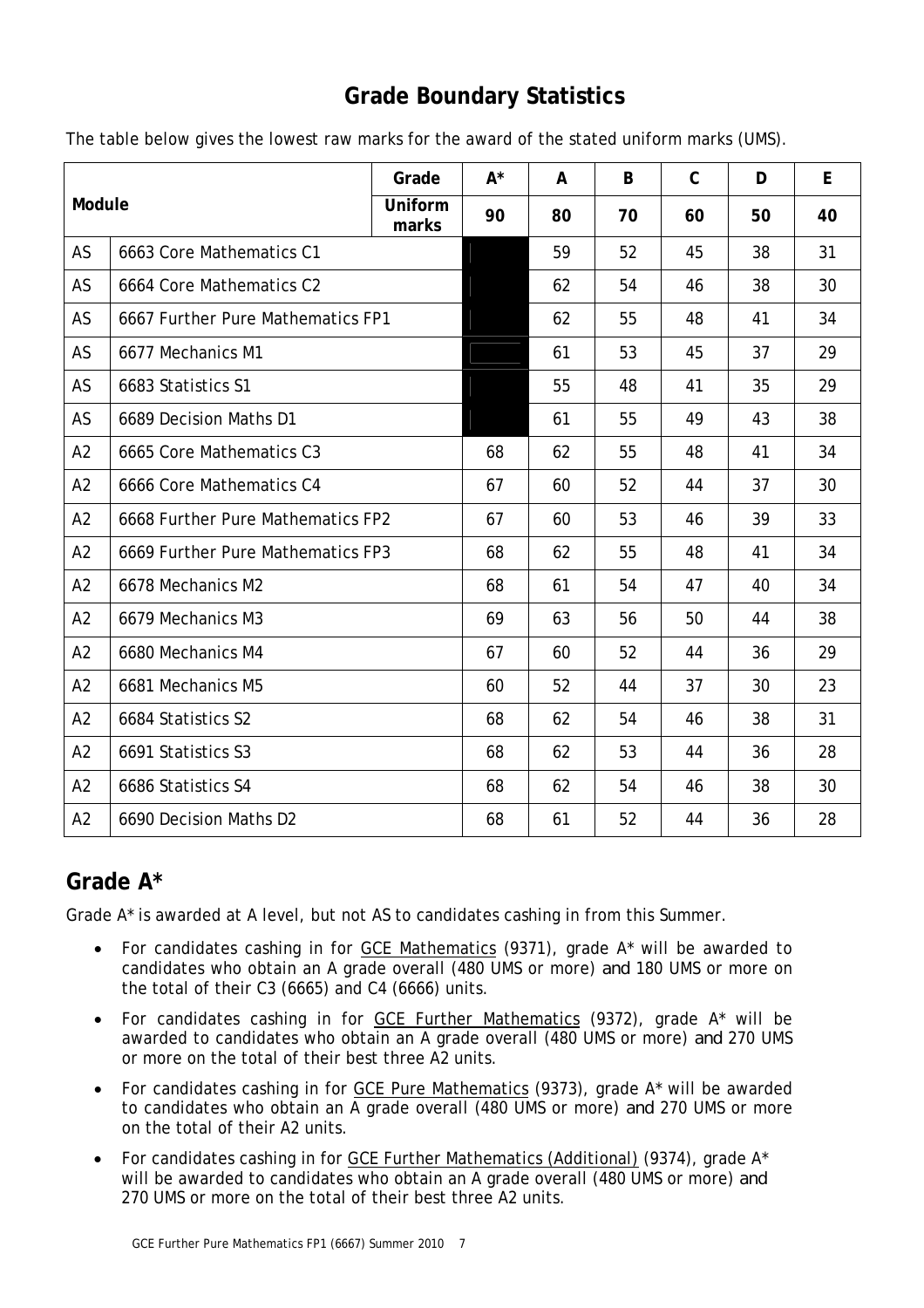# Grade Boundary Statistics

The table below gives the lowest raw marks for the award of the stated uniform marks (UMS).

| Module | | Grade | A* | A | B | C | D | E |
|---|---|---|---|---|---|---|---|---|
| | | Uniform marks | 90 | 80 | 70 | 60 | 50 | 40 |
| AS | 6663 Core Mathematics C1 | | | 59 | 52 | 45 | 38 | 31 |
| AS | 6664 Core Mathematics C2 | | | 62 | 54 | 46 | 38 | 30 |
| AS | 6667 Further Pure Mathematics FP1 | | | 62 | 55 | 48 | 41 | 34 |
| AS | 6677 Mechanics M1 | | | 61 | 53 | 45 | 37 | 29 |
| AS | 6683 Statistics S1 | | | 55 | 48 | 41 | 35 | 29 |
| AS | 6689 Decision Maths D1 | | | 61 | 55 | 49 | 43 | 38 |
| A2 | 6665 Core Mathematics C3 | | 68 | 62 | 55 | 48 | 41 | 34 |
| A2 | 6666 Core Mathematics C4 | | 67 | 60 | 52 | 44 | 37 | 30 |
| A2 | 6668 Further Pure Mathematics FP2 | | 67 | 60 | 53 | 46 | 39 | 33 |
| A2 | 6669 Further Pure Mathematics FP3 | | 68 | 62 | 55 | 48 | 41 | 34 |
| A2 | 6678 Mechanics M2 | | 68 | 61 | 54 | 47 | 40 | 34 |
| A2 | 6679 Mechanics M3 | | 69 | 63 | 56 | 50 | 44 | 38 |
| A2 | 6680 Mechanics M4 | | 67 | 60 | 52 | 44 | 36 | 29 |
| A2 | 6681 Mechanics M5 | | 60 | 52 | 44 | 37 | 30 | 23 |
| A2 | 6684 Statistics S2 | | 68 | 62 | 54 | 46 | 38 | 31 |
| A2 | 6691 Statistics S3 | | 68 | 62 | 53 | 44 | 36 | 28 |
| A2 | 6686 Statistics S4 | | 68 | 62 | 54 | 46 | 38 | 30 |
| A2 | 6690 Decision Maths D2 | | 68 | 61 | 52 | 44 | 36 | 28 |

## Grade A*

Grade A* is awarded at A level, but not AS to candidates cashing in from this Summer.

- For candidates cashing in for GCE Mathematics (9371), grade A* will be awarded to candidates who obtain an A grade overall (480 UMS or more) and 180 UMS or more on the total of their C3 (6665) and C4 (6666) units.
- For candidates cashing in for GCE Further Mathematics (9372), grade A* will be awarded to candidates who obtain an A grade overall (480 UMS or more) and 270 UMS or more on the total of their best three A2 units.
- For candidates cashing in for GCE Pure Mathematics (9373), grade A* will be awarded to candidates who obtain an A grade overall (480 UMS or more) and 270 UMS or more on the total of their A2 units.
- For candidates cashing in for GCE Further Mathematics (Additional) (9374), grade A* will be awarded to candidates who obtain an A grade overall (480 UMS or more) and 270 UMS or more on the total of their best three A2 units.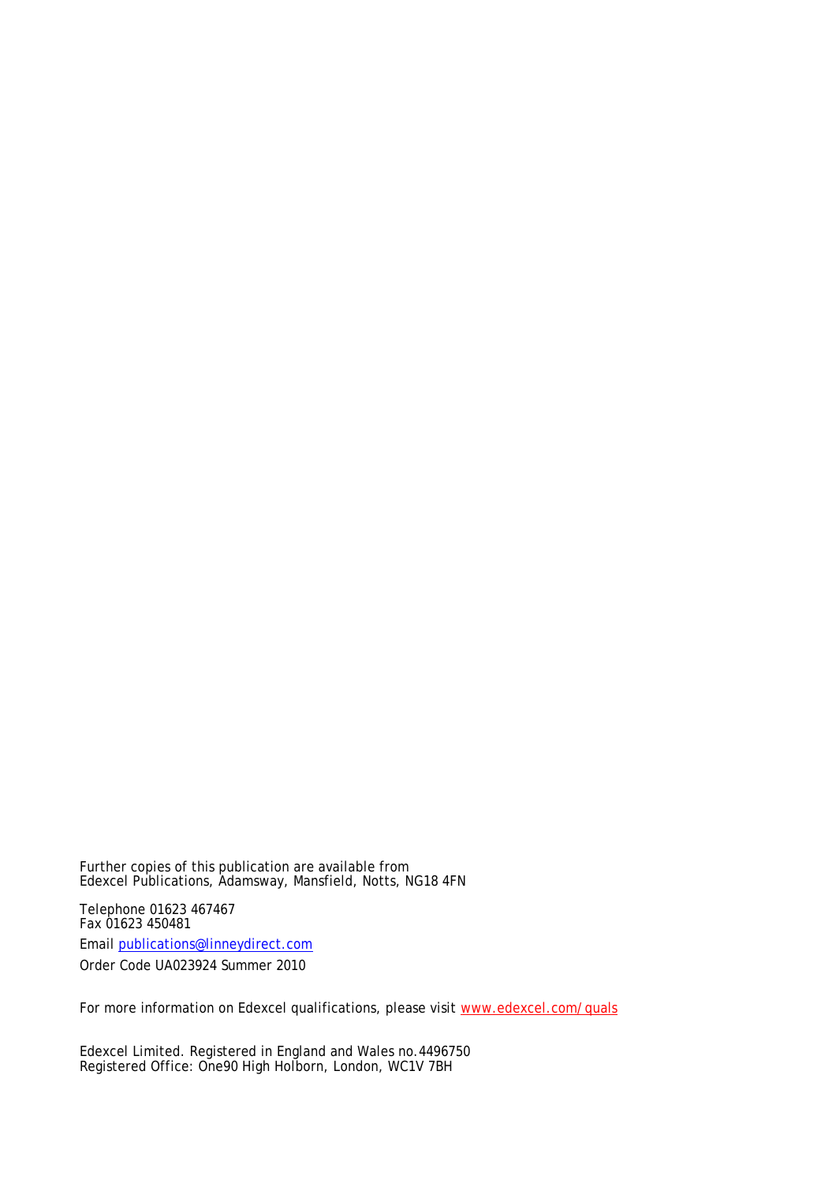Further copies of this publication are available from
Edexcel Publications, Adamsway, Mansfield, Notts, NG18 4FN

Telephone 01623 467467
Fax 01623 450481
Email publications@linneydirect.com
Order Code UA023924 Summer 2010

For more information on Edexcel qualifications, please visit www.edexcel.com/quals

Edexcel Limited. Registered in England and Wales no.4496750
Registered Office: One90 High Holborn, London, WC1V 7BH